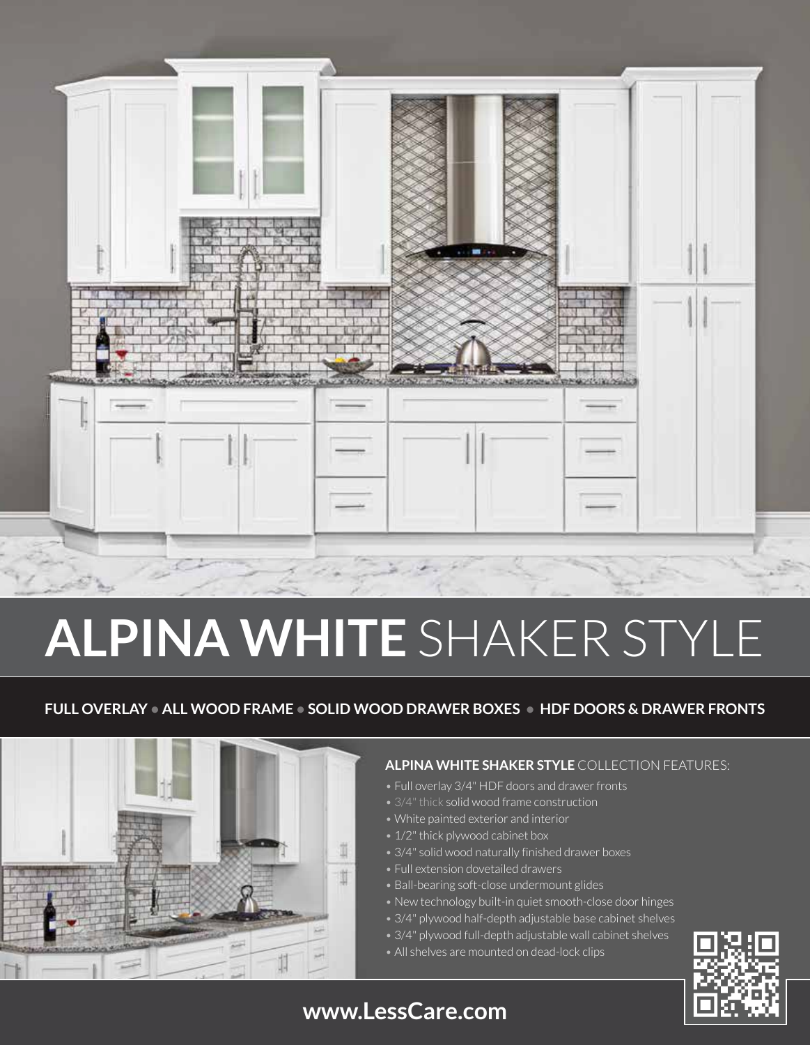# **ALPINA WHITE** SHAKER STYLE

**FULL OVERLAY • ALL WOOD FRAME • SOLID WOOD DRAWER BOXES • HDF DOORS & DRAWER FRONTS**

**ALPINA WHITE SHAKER STYLE** COLLECTION FEATURES:

- Full overlay 3/4" HDF doors and drawer fronts
- 3/4" thick solid wood frame construction
- White painted exterior and interior
- 1/2" thick plywood cabinet box
- 3/4" solid wood naturally finished drawer boxes
- Full extension dovetailed drawers
- Ball-bearing soft-close undermount glides
- New technology built-in quiet smooth-close door hinges
- 3/4" plywood half-depth adjustable base cabinet shelves
- 3/4" plywood full-depth adjustable wall cabinet shelves
- All shelves are mounted on dead-lock clips

**www.LessCare.com**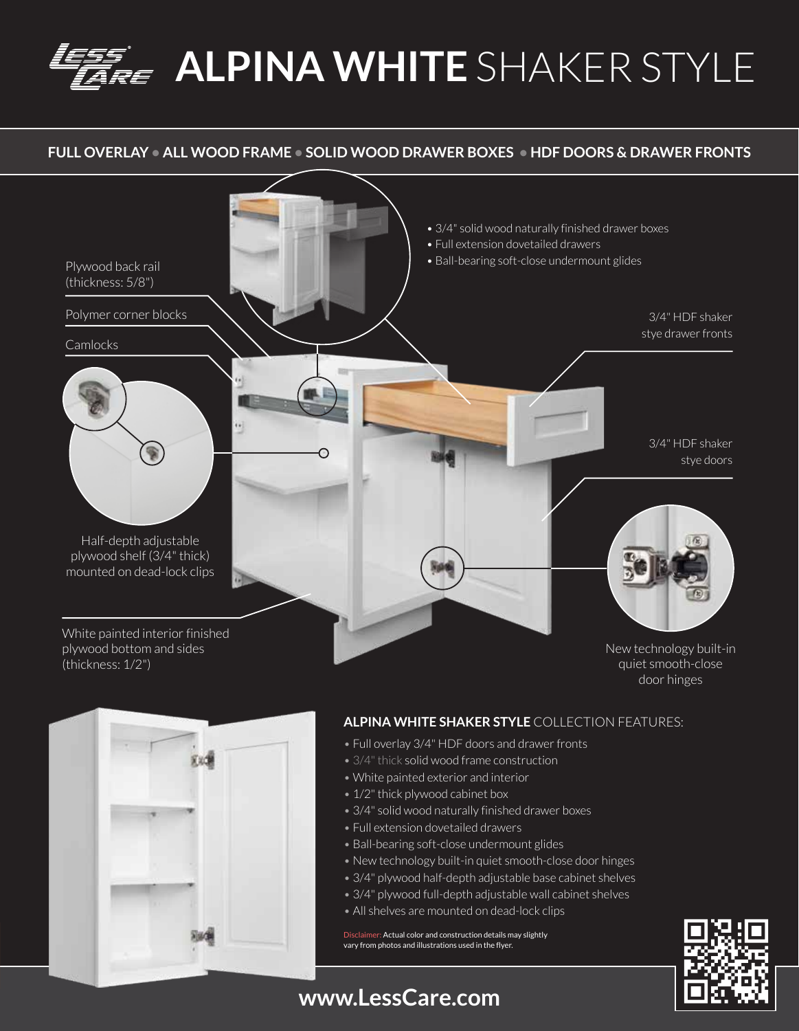# LESS CARE ALPINA WHITE SHAKER STYLE

**FULL OVERLAY • ALL WOOD FRAME • SOLID WOOD DRAWER BOXES • HDF DOORS & DRAWER FRONTS**

- 3/4" solid wood naturally finished drawer boxes
- Full extension dovetailed drawers
- Ball-bearing soft-close undermount glides

Plywood back rail (thickness: 5/8")

Polymer corner blocks

Camlocks

3/4" HDF shaker stye drawer fronts

3/4" HDF shaker stye doors

Half-depth adjustable plywood shelf (3/4" thick) mounted on dead-lock clips

White painted interior finished plywood bottom and sides (thickness: 1/2")

New technology built-in quiet smooth-close door hinges

## **ALPINA WHITE SHAKER STYLE** COLLECTION FEATURES:

- Full overlay 3/4" HDF doors and drawer fronts
- 3/4" thick solid wood frame construction
- White painted exterior and interior
- 1/2" thick plywood cabinet box
- 3/4" solid wood naturally finished drawer boxes
- Full extension dovetailed drawers
- Ball-bearing soft-close undermount glides
- New technology built-in quiet smooth-close door hinges
- 3/4" plywood half-depth adjustable base cabinet shelves
- 3/4" plywood full-depth adjustable wall cabinet shelves
- All shelves are mounted on dead-lock clips

Disclaimer: Actual color and construction details may slightly vary from photos and illustrations used in the flyer.

**www.LessCare.com**